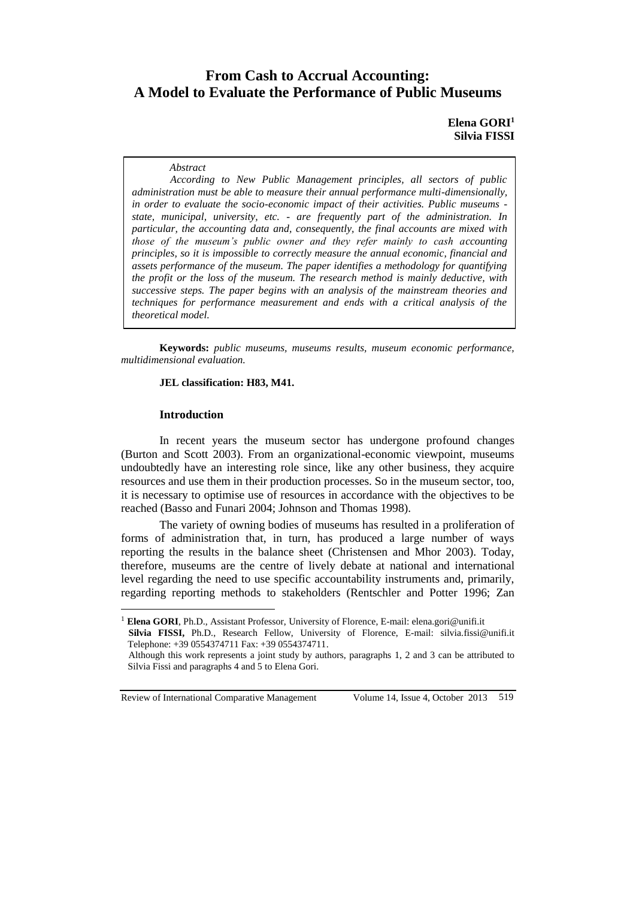# From Cash to Accrual Accounting: A Model to Evaluate the Performance of Public Museums

**Elena GORI**[1]
**Silvia FISSI**

*Abstract*

*According to New Public Management principles, all sectors of public administration must be able to measure their annual performance multi-dimensionally, in order to evaluate the socio-economic impact of their activities. Public museums - state, municipal, university, etc. - are frequently part of the administration. In particular, the accounting data and, consequently, the final accounts are mixed with those of the museum's public owner and they refer mainly to cash accounting principles, so it is impossible to correctly measure the annual economic, financial and assets performance of the museum. The paper identifies a methodology for quantifying the profit or the loss of the museum. The research method is mainly deductive, with successive steps. The paper begins with an analysis of the mainstream theories and techniques for performance measurement and ends with a critical analysis of the theoretical model.*

**Keywords:** *public museums, museums results, museum economic performance, multidimensional evaluation.*

**JEL classification: H83, M41.**

## Introduction

In recent years the museum sector has undergone profound changes (Burton and Scott 2003). From an organizational-economic viewpoint, museums undoubtedly have an interesting role since, like any other business, they acquire resources and use them in their production processes. So in the museum sector, too, it is necessary to optimise use of resources in accordance with the objectives to be reached (Basso and Funari 2004; Johnson and Thomas 1998).

The variety of owning bodies of museums has resulted in a proliferation of forms of administration that, in turn, has produced a large number of ways reporting the results in the balance sheet (Christensen and Mhor 2003). Today, therefore, museums are the centre of lively debate at national and international level regarding the need to use specific accountability instruments and, primarily, regarding reporting methods to stakeholders (Rentschler and Potter 1996; Zan

---

[1] **Elena GORI**, Ph.D., Assistant Professor, University of Florence, E-mail: elena.gori@unifi.it
**Silvia FISSI,** Ph.D., Research Fellow, University of Florence, E-mail: silvia.fissi@unifi.it Telephone: +39 0554374711 Fax: +39 0554374711.
Although this work represents a joint study by authors, paragraphs 1, 2 and 3 can be attributed to Silvia Fissi and paragraphs 4 and 5 to Elena Gori.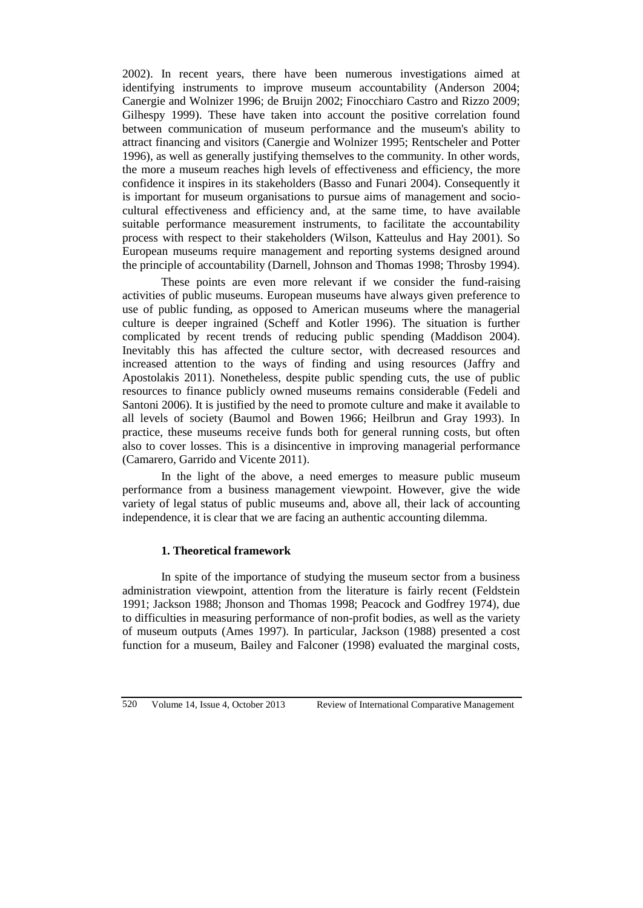2002). In recent years, there have been numerous investigations aimed at identifying instruments to improve museum accountability (Anderson 2004; Canergie and Wolnizer 1996; de Bruijn 2002; Finocchiaro Castro and Rizzo 2009; Gilhespy 1999). These have taken into account the positive correlation found between communication of museum performance and the museum's ability to attract financing and visitors (Canergie and Wolnizer 1995; Rentscheler and Potter 1996), as well as generally justifying themselves to the community. In other words, the more a museum reaches high levels of effectiveness and efficiency, the more confidence it inspires in its stakeholders (Basso and Funari 2004). Consequently it is important for museum organisations to pursue aims of management and socio-cultural effectiveness and efficiency and, at the same time, to have available suitable performance measurement instruments, to facilitate the accountability process with respect to their stakeholders (Wilson, Katteulus and Hay 2001). So European museums require management and reporting systems designed around the principle of accountability (Darnell, Johnson and Thomas 1998; Throsby 1994).

These points are even more relevant if we consider the fund-raising activities of public museums. European museums have always given preference to use of public funding, as opposed to American museums where the managerial culture is deeper ingrained (Scheff and Kotler 1996). The situation is further complicated by recent trends of reducing public spending (Maddison 2004). Inevitably this has affected the culture sector, with decreased resources and increased attention to the ways of finding and using resources (Jaffry and Apostolakis 2011). Nonetheless, despite public spending cuts, the use of public resources to finance publicly owned museums remains considerable (Fedeli and Santoni 2006). It is justified by the need to promote culture and make it available to all levels of society (Baumol and Bowen 1966; Heilbrun and Gray 1993). In practice, these museums receive funds both for general running costs, but often also to cover losses. This is a disincentive in improving managerial performance (Camarero, Garrido and Vicente 2011).

In the light of the above, a need emerges to measure public museum performance from a business management viewpoint. However, give the wide variety of legal status of public museums and, above all, their lack of accounting independence, it is clear that we are facing an authentic accounting dilemma.

## 1. Theoretical framework

In spite of the importance of studying the museum sector from a business administration viewpoint, attention from the literature is fairly recent (Feldstein 1991; Jackson 1988; Jhonson and Thomas 1998; Peacock and Godfrey 1974), due to difficulties in measuring performance of non-profit bodies, as well as the variety of museum outputs (Ames 1997). In particular, Jackson (1988) presented a cost function for a museum, Bailey and Falconer (1998) evaluated the marginal costs,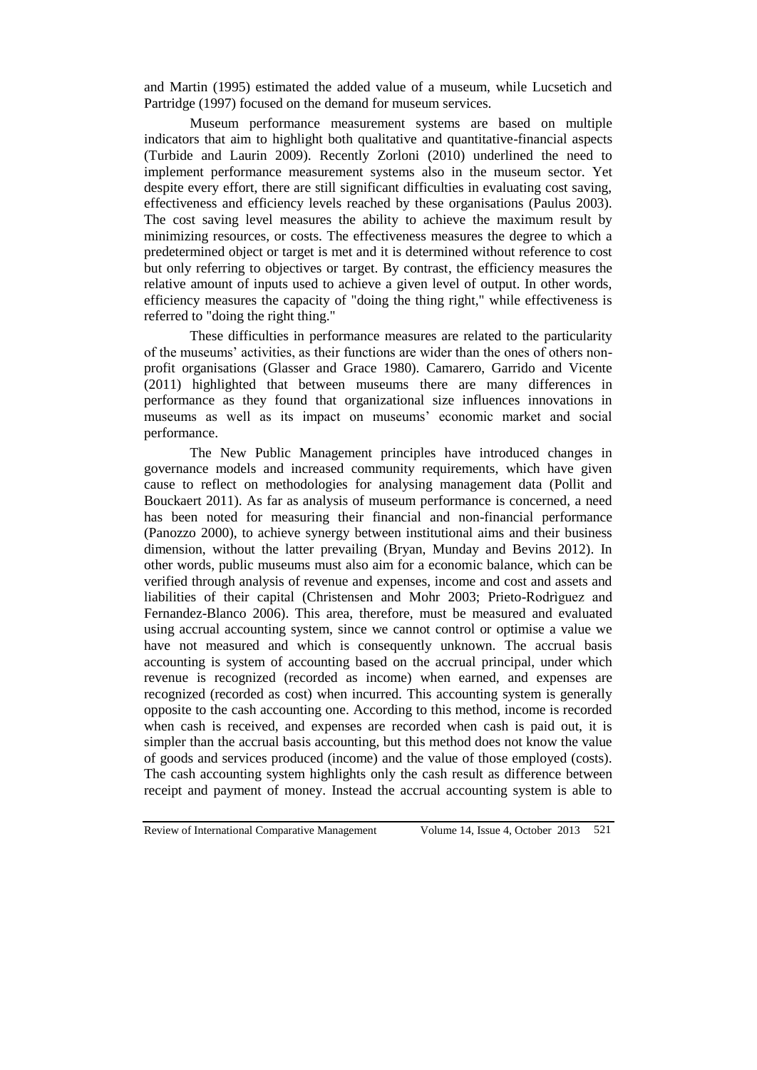and Martin (1995) estimated the added value of a museum, while Lucsetich and Partridge (1997) focused on the demand for museum services.

Museum performance measurement systems are based on multiple indicators that aim to highlight both qualitative and quantitative-financial aspects (Turbide and Laurin 2009). Recently Zorloni (2010) underlined the need to implement performance measurement systems also in the museum sector. Yet despite every effort, there are still significant difficulties in evaluating cost saving, effectiveness and efficiency levels reached by these organisations (Paulus 2003). The cost saving level measures the ability to achieve the maximum result by minimizing resources, or costs. The effectiveness measures the degree to which a predetermined object or target is met and it is determined without reference to cost but only referring to objectives or target. By contrast, the efficiency measures the relative amount of inputs used to achieve a given level of output. In other words, efficiency measures the capacity of "doing the thing right," while effectiveness is referred to "doing the right thing."

These difficulties in performance measures are related to the particularity of the museums' activities, as their functions are wider than the ones of others non-profit organisations (Glasser and Grace 1980). Camarero, Garrido and Vicente (2011) highlighted that between museums there are many differences in performance as they found that organizational size influences innovations in museums as well as its impact on museums' economic market and social performance.

The New Public Management principles have introduced changes in governance models and increased community requirements, which have given cause to reflect on methodologies for analysing management data (Pollit and Bouckaert 2011). As far as analysis of museum performance is concerned, a need has been noted for measuring their financial and non-financial performance (Panozzo 2000), to achieve synergy between institutional aims and their business dimension, without the latter prevailing (Bryan, Munday and Bevins 2012). In other words, public museums must also aim for a economic balance, which can be verified through analysis of revenue and expenses, income and cost and assets and liabilities of their capital (Christensen and Mohr 2003; Prieto-Rodrìguez and Fernandez-Blanco 2006). This area, therefore, must be measured and evaluated using accrual accounting system, since we cannot control or optimise a value we have not measured and which is consequently unknown. The accrual basis accounting is system of accounting based on the accrual principal, under which revenue is recognized (recorded as income) when earned, and expenses are recognized (recorded as cost) when incurred. This accounting system is generally opposite to the cash accounting one. According to this method, income is recorded when cash is received, and expenses are recorded when cash is paid out, it is simpler than the accrual basis accounting, but this method does not know the value of goods and services produced (income) and the value of those employed (costs). The cash accounting system highlights only the cash result as difference between receipt and payment of money. Instead the accrual accounting system is able to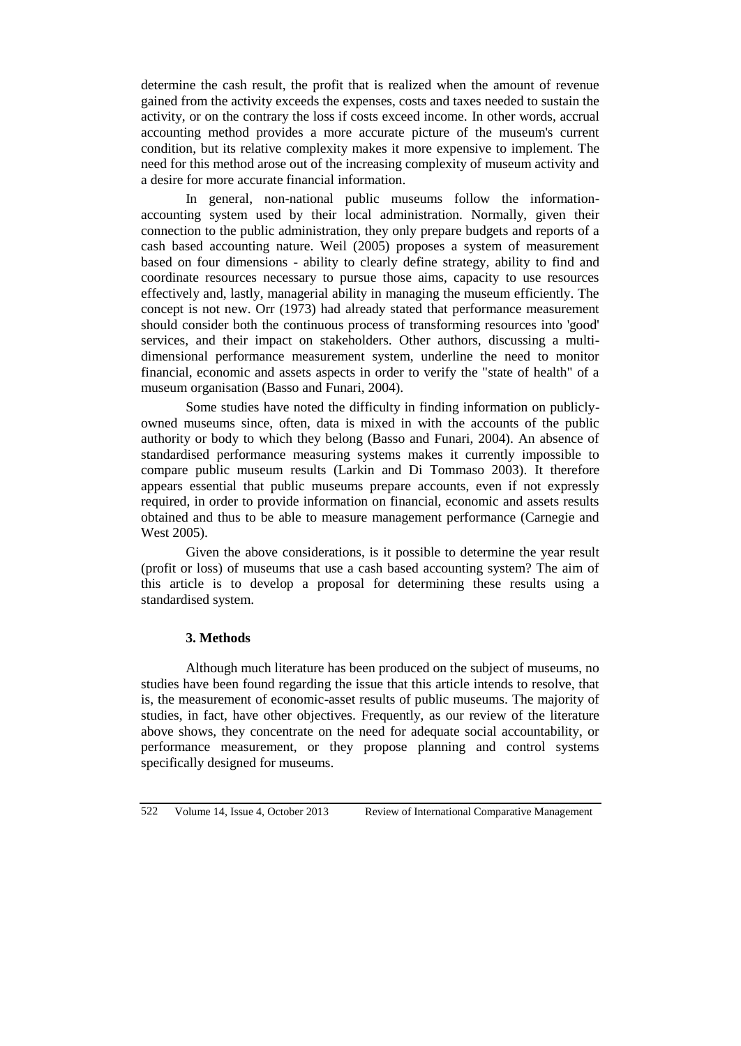determine the cash result, the profit that is realized when the amount of revenue gained from the activity exceeds the expenses, costs and taxes needed to sustain the activity, or on the contrary the loss if costs exceed income. In other words, accrual accounting method provides a more accurate picture of the museum's current condition, but its relative complexity makes it more expensive to implement. The need for this method arose out of the increasing complexity of museum activity and a desire for more accurate financial information.

In general, non-national public museums follow the information-accounting system used by their local administration. Normally, given their connection to the public administration, they only prepare budgets and reports of a cash based accounting nature. Weil (2005) proposes a system of measurement based on four dimensions - ability to clearly define strategy, ability to find and coordinate resources necessary to pursue those aims, capacity to use resources effectively and, lastly, managerial ability in managing the museum efficiently. The concept is not new. Orr (1973) had already stated that performance measurement should consider both the continuous process of transforming resources into 'good' services, and their impact on stakeholders. Other authors, discussing a multi-dimensional performance measurement system, underline the need to monitor financial, economic and assets aspects in order to verify the "state of health" of a museum organisation (Basso and Funari, 2004).

Some studies have noted the difficulty in finding information on publicly-owned museums since, often, data is mixed in with the accounts of the public authority or body to which they belong (Basso and Funari, 2004). An absence of standardised performance measuring systems makes it currently impossible to compare public museum results (Larkin and Di Tommaso 2003). It therefore appears essential that public museums prepare accounts, even if not expressly required, in order to provide information on financial, economic and assets results obtained and thus to be able to measure management performance (Carnegie and West 2005).

Given the above considerations, is it possible to determine the year result (profit or loss) of museums that use a cash based accounting system? The aim of this article is to develop a proposal for determining these results using a standardised system.

### 3. Methods

Although much literature has been produced on the subject of museums, no studies have been found regarding the issue that this article intends to resolve, that is, the measurement of economic-asset results of public museums. The majority of studies, in fact, have other objectives. Frequently, as our review of the literature above shows, they concentrate on the need for adequate social accountability, or performance measurement, or they propose planning and control systems specifically designed for museums.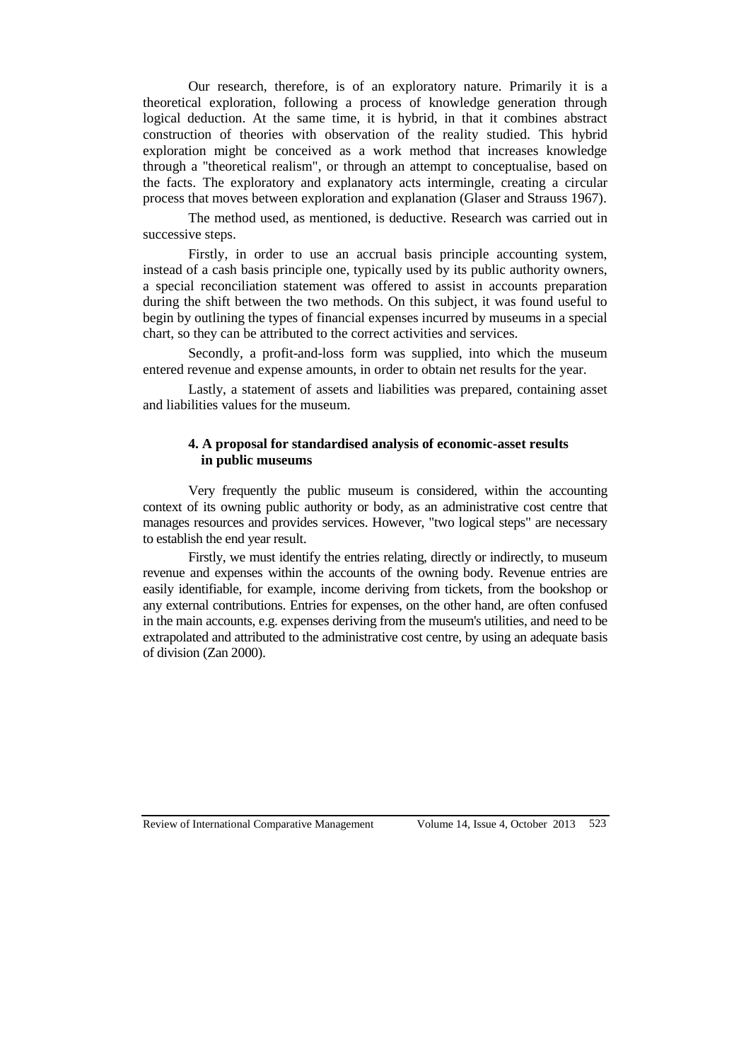Our research, therefore, is of an exploratory nature. Primarily it is a theoretical exploration, following a process of knowledge generation through logical deduction. At the same time, it is hybrid, in that it combines abstract construction of theories with observation of the reality studied. This hybrid exploration might be conceived as a work method that increases knowledge through a "theoretical realism", or through an attempt to conceptualise, based on the facts. The exploratory and explanatory acts intermingle, creating a circular process that moves between exploration and explanation (Glaser and Strauss 1967).

The method used, as mentioned, is deductive. Research was carried out in successive steps.

Firstly, in order to use an accrual basis principle accounting system, instead of a cash basis principle one, typically used by its public authority owners, a special reconciliation statement was offered to assist in accounts preparation during the shift between the two methods. On this subject, it was found useful to begin by outlining the types of financial expenses incurred by museums in a special chart, so they can be attributed to the correct activities and services.

Secondly, a profit-and-loss form was supplied, into which the museum entered revenue and expense amounts, in order to obtain net results for the year.

Lastly, a statement of assets and liabilities was prepared, containing asset and liabilities values for the museum.

## 4. A proposal for standardised analysis of economic-asset results in public museums

Very frequently the public museum is considered, within the accounting context of its owning public authority or body, as an administrative cost centre that manages resources and provides services. However, "two logical steps" are necessary to establish the end year result.

Firstly, we must identify the entries relating, directly or indirectly, to museum revenue and expenses within the accounts of the owning body. Revenue entries are easily identifiable, for example, income deriving from tickets, from the bookshop or any external contributions. Entries for expenses, on the other hand, are often confused in the main accounts, e.g. expenses deriving from the museum's utilities, and need to be extrapolated and attributed to the administrative cost centre, by using an adequate basis of division (Zan 2000).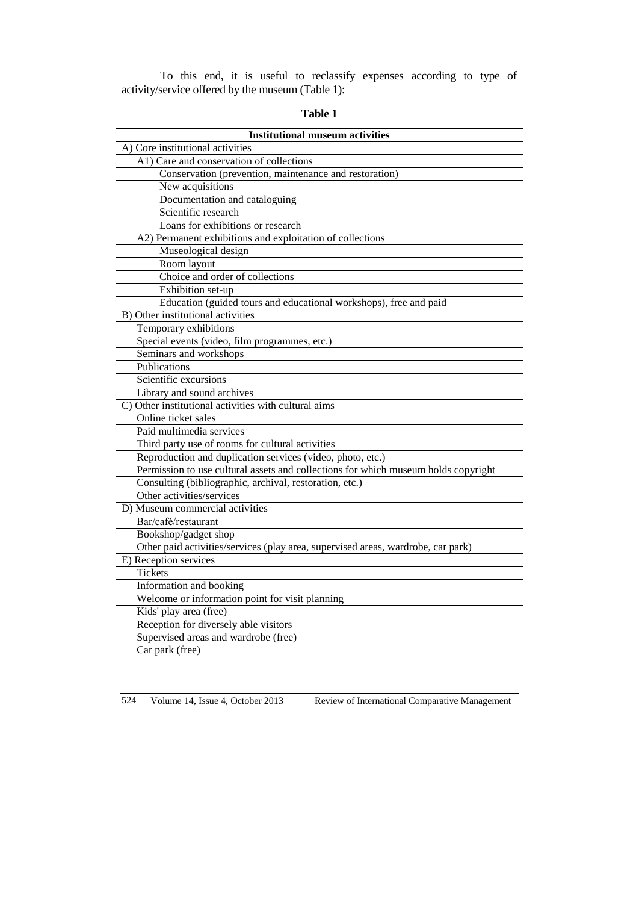To this end, it is useful to reclassify expenses according to type of activity/service offered by the museum (Table 1):

**Table 1**

| Institutional museum activities |
|---|
| A) Core institutional activities |
| A1) Care and conservation of collections |
| Conservation (prevention, maintenance and restoration) |
| New acquisitions |
| Documentation and cataloguing |
| Scientific research |
| Loans for exhibitions or research |
| A2) Permanent exhibitions and exploitation of collections |
| Museological design |
| Room layout |
| Choice and order of collections |
| Exhibition set-up |
| Education (guided tours and educational workshops), free and paid |
| B) Other institutional activities |
| Temporary exhibitions |
| Special events (video, film programmes, etc.) |
| Seminars and workshops |
| Publications |
| Scientific excursions |
| Library and sound archives |
| C) Other institutional activities with cultural aims |
| Online ticket sales |
| Paid multimedia services |
| Third party use of rooms for cultural activities |
| Reproduction and duplication services (video, photo, etc.) |
| Permission to use cultural assets and collections for which museum holds copyright |
| Consulting (bibliographic, archival, restoration, etc.) |
| Other activities/services |
| D) Museum commercial activities |
| Bar/café/restaurant |
| Bookshop/gadget shop |
| Other paid activities/services (play area, supervised areas, wardrobe, car park) |
| E) Reception services |
| Tickets |
| Information and booking |
| Welcome or information point for visit planning |
| Kids' play area (free) |
| Reception for diversely able visitors |
| Supervised areas and wardrobe (free) |
| Car park (free) |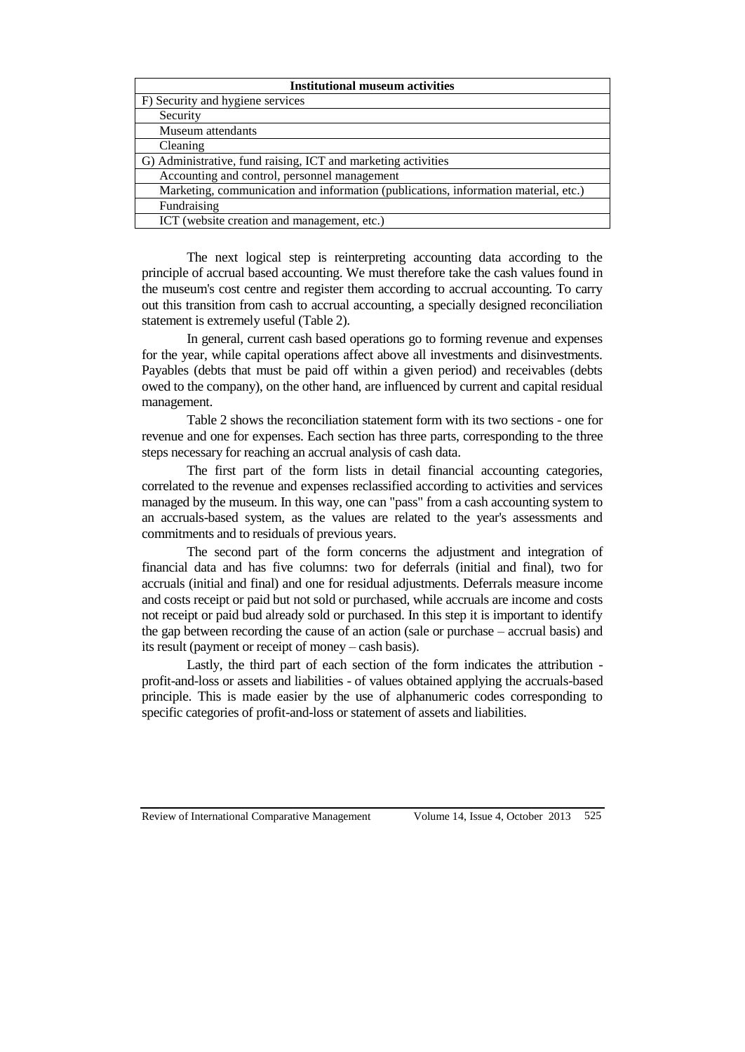| Institutional museum activities |
|---|
| F) Security and hygiene services |
| Security |
| Museum attendants |
| Cleaning |
| G) Administrative, fund raising, ICT and marketing activities |
| Accounting and control, personnel management |
| Marketing, communication and information (publications, information material, etc.) |
| Fundraising |
| ICT (website creation and management, etc.) |

The next logical step is reinterpreting accounting data according to the principle of accrual based accounting. We must therefore take the cash values found in the museum's cost centre and register them according to accrual accounting. To carry out this transition from cash to accrual accounting, a specially designed reconciliation statement is extremely useful (Table 2).

In general, current cash based operations go to forming revenue and expenses for the year, while capital operations affect above all investments and disinvestments. Payables (debts that must be paid off within a given period) and receivables (debts owed to the company), on the other hand, are influenced by current and capital residual management.

Table 2 shows the reconciliation statement form with its two sections - one for revenue and one for expenses. Each section has three parts, corresponding to the three steps necessary for reaching an accrual analysis of cash data.

The first part of the form lists in detail financial accounting categories, correlated to the revenue and expenses reclassified according to activities and services managed by the museum. In this way, one can "pass" from a cash accounting system to an accruals-based system, as the values are related to the year's assessments and commitments and to residuals of previous years.

The second part of the form concerns the adjustment and integration of financial data and has five columns: two for deferrals (initial and final), two for accruals (initial and final) and one for residual adjustments. Deferrals measure income and costs receipt or paid but not sold or purchased, while accruals are income and costs not receipt or paid bud already sold or purchased. In this step it is important to identify the gap between recording the cause of an action (sale or purchase – accrual basis) and its result (payment or receipt of money – cash basis).

Lastly, the third part of each section of the form indicates the attribution - profit-and-loss or assets and liabilities - of values obtained applying the accruals-based principle. This is made easier by the use of alphanumeric codes corresponding to specific categories of profit-and-loss or statement of assets and liabilities.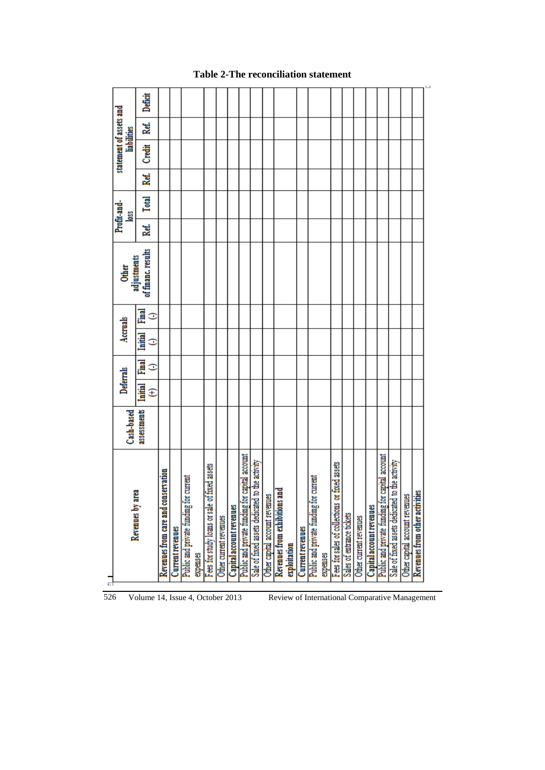**Table 2-The reconciliation statement**

| Revenues by area | Cash-based assessments | Deferrals | | Accruals | | Other adjustments of financ. results | Profit-and-loss | | statement of assets and liabilities | | | |
|---|---|---|---|---|---|---|---|---|---|---|---|---|
| | | Initial (+) | Final (-) | Initial (-) | Final (-) | | Ref. | Total | Ref. | Credit | Ref. | Deficit |
| **Revenues from care and conservation** | | | | | | | | | | | | |
| **Current revenues** | | | | | | | | | | | | |
| Public and private funding for current expenses | | | | | | | | | | | | |
| Fees for study loans or sale of fixed assets | | | | | | | | | | | | |
| Other current revenues | | | | | | | | | | | | |
| **Capital account revenues** | | | | | | | | | | | | |
| Public and private funding for capital account | | | | | | | | | | | | |
| Sale of fixed assets dedicated to the activity | | | | | | | | | | | | |
| Other capital account revenues | | | | | | | | | | | | |
| **Revenues from exhibitions and exploitation** | | | | | | | | | | | | |
| **Current revenues** | | | | | | | | | | | | |
| Public and private funding for current expenses | | | | | | | | | | | | |
| Fees for sales of collections or fixed assets | | | | | | | | | | | | |
| Sales of entrance tickets | | | | | | | | | | | | |
| Other current revenues | | | | | | | | | | | | |
| **Capital account revenues** | | | | | | | | | | | | |
| Public and private funding for capital account | | | | | | | | | | | | |
| Sale of fixed assets dedicated to the activity | | | | | | | | | | | | |
| Other capital account revenues | | | | | | | | | | | | |
| **Revenues from other activities** | | | | | | | | | | | | |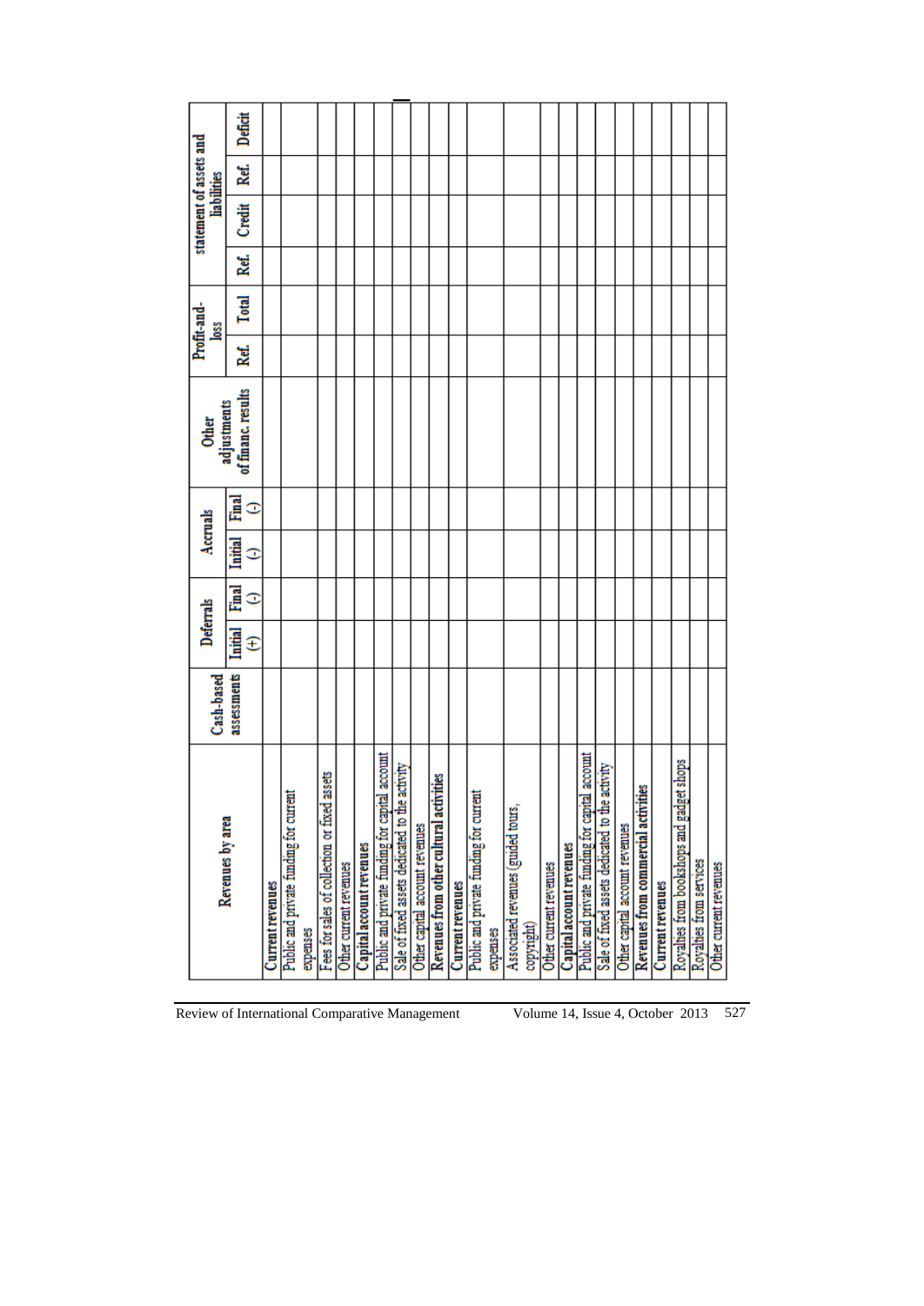| Revenues by area | Cash-based assessments | Deferrals | | Accruals | | Other adjustments of financ. results | Profit-and-loss | | statement of assets and liabilities | | | |
|---|---|---|---|---|---|---|---|---|---|---|---|---|
| | | Initial (+) | Final (-) | Initial (-) | Final (-) | | Ref. | Total | Ref. | Credit | Ref. | Deficit |
| **Current revenues** | | | | | | | | | | | | |
| Public and private funding for current expenses | | | | | | | | | | | | |
| Fees for sales of collection or fixed assets | | | | | | | | | | | | |
| Other current revenues | | | | | | | | | | | | |
| **Capital account revenues** | | | | | | | | | | | | |
| Public and private funding for capital account | | | | | | | | | | | | |
| Sale of fixed assets dedicated to the activity | | | | | | | | | | | | |
| Other capital account revenues | | | | | | | | | | | | |
| **Revenues from other cultural activities** | | | | | | | | | | | | |
| **Current revenues** | | | | | | | | | | | | |
| Public and private funding for current expenses | | | | | | | | | | | | |
| Associated revenues (guided tours, copyright) | | | | | | | | | | | | |
| Other current revenues | | | | | | | | | | | | |
| **Capital account revenues** | | | | | | | | | | | | |
| Public and private funding for capital account | | | | | | | | | | | | |
| Sale of fixed assets dedicated to the activity | | | | | | | | | | | | |
| Other capital account revenues | | | | | | | | | | | | |
| **Revenues from commercial activities** | | | | | | | | | | | | |
| **Current revenues** | | | | | | | | | | | | |
| Royalties from bookshops and gadget shops | | | | | | | | | | | | |
| Royalties from services | | | | | | | | | | | | |
| Other current revenues | | | | | | | | | | | | |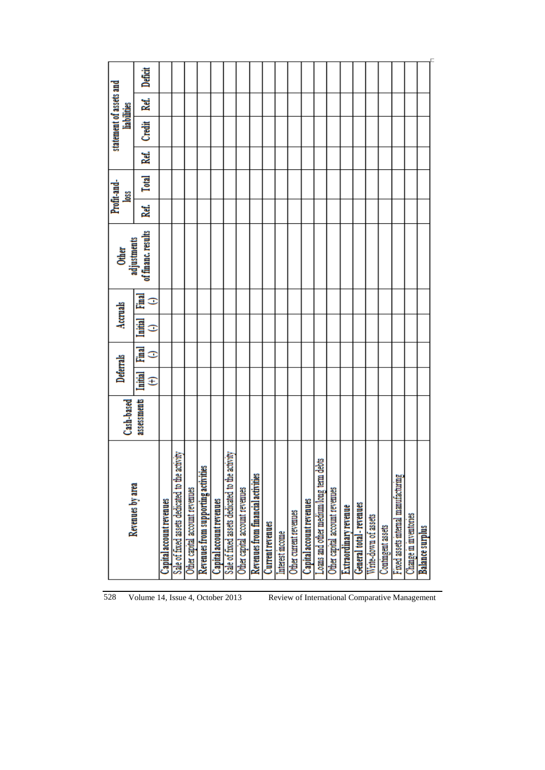| Revenues by area | Cash-based assessments | Deferrals | | Accruals | | Other adjustments of financ. results | Profit-and-loss | | statement of assets and liabilities | | | |
|---|---|---|---|---|---|---|---|---|---|---|---|---|
| | | Initial (+) | Final (-) | Initial (-) | Final (-) | | Ref. | Total | Ref. | Credit | Ref. | Deficit |
| Capital account revenues | | | | | | | | | | | | |
| Sale of fixed assets dedicated to the activity | | | | | | | | | | | | |
| Other capital account revenues | | | | | | | | | | | | |
| Revenues from supporting activities | | | | | | | | | | | | |
| Capital account revenues | | | | | | | | | | | | |
| Sale of fixed assets dedicated to the activity | | | | | | | | | | | | |
| Other capital account revenues | | | | | | | | | | | | |
| Revenues from financial activities | | | | | | | | | | | | |
| Current revenues | | | | | | | | | | | | |
| Interest income | | | | | | | | | | | | |
| Other current revenues | | | | | | | | | | | | |
| Capital account revenues | | | | | | | | | | | | |
| Loans and other medium/long term debts | | | | | | | | | | | | |
| Other capital account revenues | | | | | | | | | | | | |
| Extraordinary revenue | | | | | | | | | | | | |
| General total - revenues | | | | | | | | | | | | |
| Write-down of assets | | | | | | | | | | | | |
| Contingent assets | | | | | | | | | | | | |
| Fixed assets internal manufacturing | | | | | | | | | | | | |
| Change in inventories | | | | | | | | | | | | |
| Balance surplus | | | | | | | | | | | | |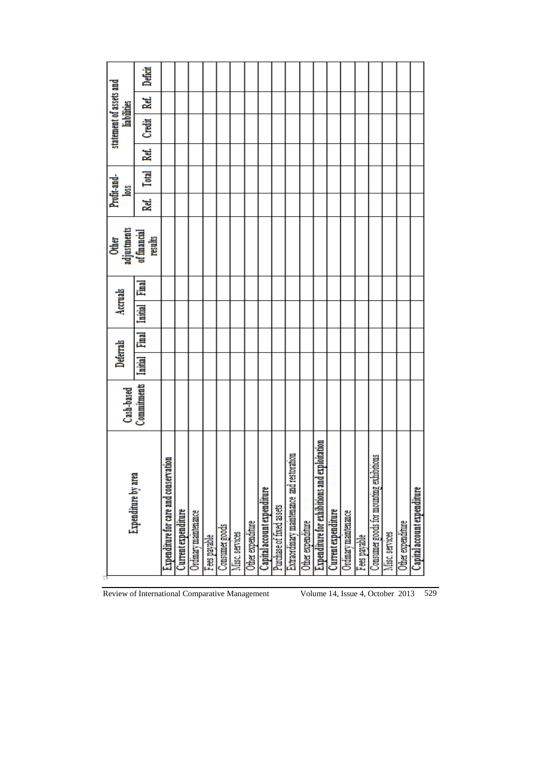| Expenditure by area | Cash-based Commitments | Deferrals | | Accruals | | Other adjustments of financial results | Profit-and-loss | | statement of assets and liabilities | | | |
|---|---|---|---|---|---|---|---|---|---|---|---|---|
| | | Initial | Final | Initial | Final | | Ref. | Total | Ref. | Credit | Ref. | Deficit |
| **Expenditure for care and conservation** | | | | | | | | | | | | |
| **Current expenditure** | | | | | | | | | | | | |
| Ordinary maintenance | | | | | | | | | | | | |
| Fees payable | | | | | | | | | | | | |
| Consumer goods | | | | | | | | | | | | |
| Misc. services | | | | | | | | | | | | |
| Other expenditure | | | | | | | | | | | | |
| **Capital account expenditure** | | | | | | | | | | | | |
| Purchase of fixed assets | | | | | | | | | | | | |
| Extraordinary maintenance and restoration | | | | | | | | | | | | |
| Other expenditure | | | | | | | | | | | | |
| **Expenditure for exhibitions and exploitation** | | | | | | | | | | | | |
| **Current expenditure** | | | | | | | | | | | | |
| Ordinary maintenance | | | | | | | | | | | | |
| Fees payable | | | | | | | | | | | | |
| Consumer goods for mounting exhibitions | | | | | | | | | | | | |
| Misc. services | | | | | | | | | | | | |
| Other expenditure | | | | | | | | | | | | |
| **Capital account expenditure** | | | | | | | | | | | | |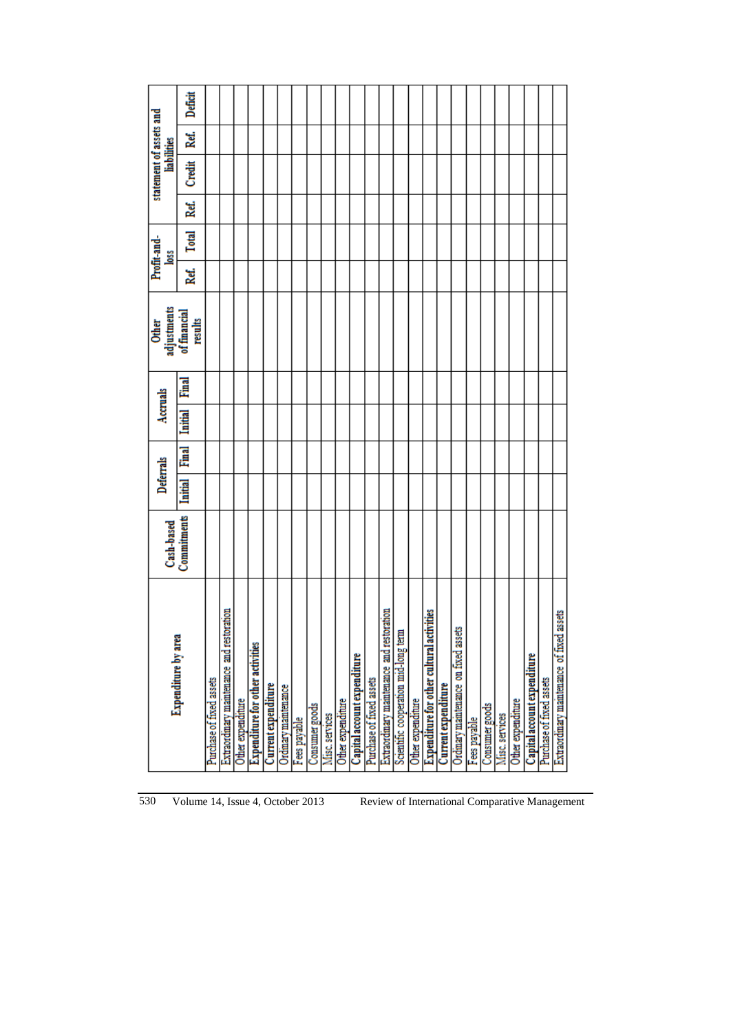| Expenditure by area | Cash-based Commitments | Deferrals | | Accruals | | Other adjustments of financial results | Profit-and-loss | | statement of assets and liabilities | | | |
|---|---|---|---|---|---|---|---|---|---|---|---|---|
| | | Initial | Final | Initial | Final | | Ref. | Total | Ref. | Credit | Ref. | Deficit |
| Purchase of fixed assets | | | | | | | | | | | | |
| Extraordinary maintenance and restoration | | | | | | | | | | | | |
| Other expenditure | | | | | | | | | | | | |
| **Expenditure for other activities** | | | | | | | | | | | | |
| **Current expenditure** | | | | | | | | | | | | |
| Ordinary maintenance | | | | | | | | | | | | |
| Fees payable | | | | | | | | | | | | |
| Consumer goods | | | | | | | | | | | | |
| Misc. services | | | | | | | | | | | | |
| Other expenditure | | | | | | | | | | | | |
| **Capital account expenditure** | | | | | | | | | | | | |
| Purchase of fixed assets | | | | | | | | | | | | |
| Extraordinary maintenance and restoration | | | | | | | | | | | | |
| Scientific cooperation mid-long term | | | | | | | | | | | | |
| Other expenditure | | | | | | | | | | | | |
| **Expenditure for other cultural activities** | | | | | | | | | | | | |
| **Current expenditure** | | | | | | | | | | | | |
| Ordinary maintenance on fixed assets | | | | | | | | | | | | |
| Fees payable | | | | | | | | | | | | |
| Consumer goods | | | | | | | | | | | | |
| Misc. services | | | | | | | | | | | | |
| Other expenditure | | | | | | | | | | | | |
| **Capital account expenditure** | | | | | | | | | | | | |
| Purchase of fixed assets | | | | | | | | | | | | |
| Extraordinary maintenance of fixed assets | | | | | | | | | | | | |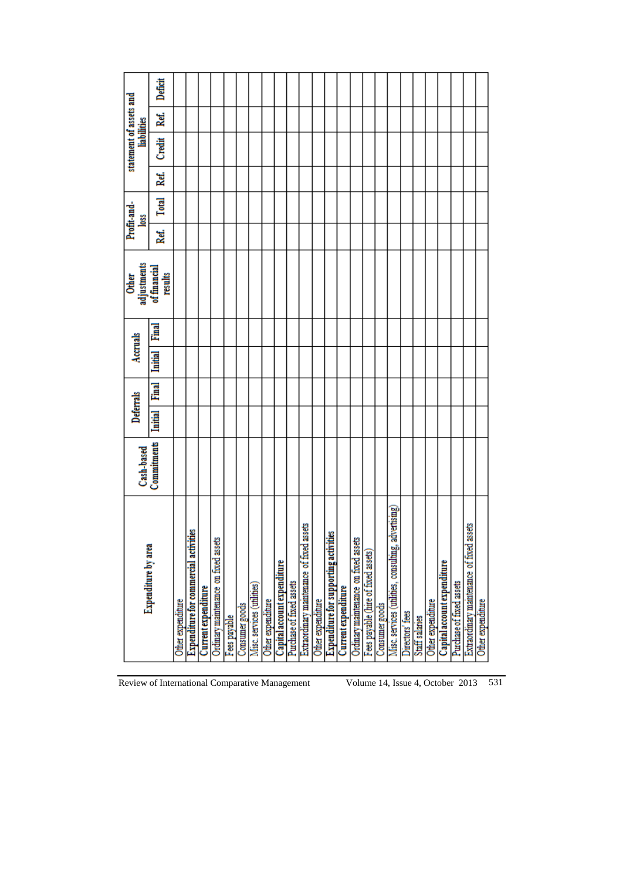| Expenditure by area | Cash-based Commitments | Deferrals | | Accruals | | Other adjustments of financial results | Profit-and-loss | | statement of assets and liabilities | | | |
|---|---|---|---|---|---|---|---|---|---|---|---|---|
| | | Initial | Final | Initial | Final | | Ref. | Total | Ref. | Credit | Ref. | Deficit |
| Other expenditure | | | | | | | | | | | | |
| **Expenditure for commercial activities** | | | | | | | | | | | | |
| **Current expenditure** | | | | | | | | | | | | |
| Ordinary maintenance on fixed assets | | | | | | | | | | | | |
| Fees payable | | | | | | | | | | | | |
| Consumer goods | | | | | | | | | | | | |
| Misc. services (utilities) | | | | | | | | | | | | |
| Other expenditure | | | | | | | | | | | | |
| **Capital account expenditure** | | | | | | | | | | | | |
| Purchase of fixed assets | | | | | | | | | | | | |
| Extraordinary maintenance of fixed assets | | | | | | | | | | | | |
| Other expenditure | | | | | | | | | | | | |
| **Expenditure for supporting activities** | | | | | | | | | | | | |
| **Current expenditure** | | | | | | | | | | | | |
| Ordinary maintenance on fixed assets | | | | | | | | | | | | |
| Fees payable (hire of fixed assets) | | | | | | | | | | | | |
| Consumer goods | | | | | | | | | | | | |
| Misc. services (utilities, consulting, advertising) | | | | | | | | | | | | |
| Directors' fees | | | | | | | | | | | | |
| Staff salaries | | | | | | | | | | | | |
| Other expenditure | | | | | | | | | | | | |
| **Capital account expenditure** | | | | | | | | | | | | |
| Purchase of fixed assets | | | | | | | | | | | | |
| Extraordinary maintenance of fixed assets | | | | | | | | | | | | |
| Other expenditure | | | | | | | | | | | | |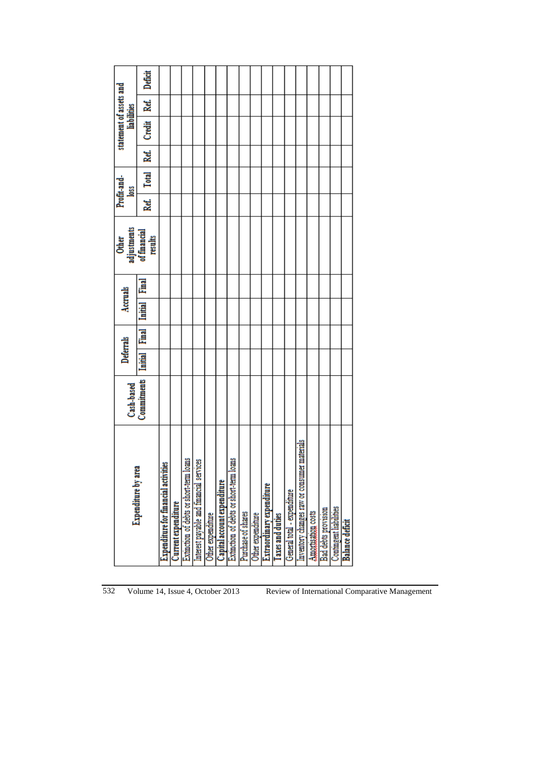| Expenditure by area | Cash-based Commitments | Deferrals | | Accruals | | Other adjustments of financial results | Profit-and-loss | | statement of assets and liabilities | | | |
|---|---|---|---|---|---|---|---|---|---|---|---|---|
| | | Initial | Final | Initial | Final | | Ref. | Total | Ref. | Credit | Ref. | Deficit |
| **Expenditure for financial activities** | | | | | | | | | | | | |
| **Current expenditure** | | | | | | | | | | | | |
| Extinction of debts or short-term loans | | | | | | | | | | | | |
| Interest payable and financial services | | | | | | | | | | | | |
| Other expenditure | | | | | | | | | | | | |
| **Capital account expenditure** | | | | | | | | | | | | |
| Extinction of debts or short-term loans | | | | | | | | | | | | |
| Purchase of shares | | | | | | | | | | | | |
| Other expenditure | | | | | | | | | | | | |
| **Extraordinary expenditure** | | | | | | | | | | | | |
| **Taxes and duties** | | | | | | | | | | | | |
| General total - expenditure | | | | | | | | | | | | |
| Inventory changes raw or consumer materials | | | | | | | | | | | | |
| Amortisation costs | | | | | | | | | | | | |
| Bad debts provision | | | | | | | | | | | | |
| Contingent liabilities | | | | | | | | | | | | |
| **Balance deficit** | | | | | | | | | | | | |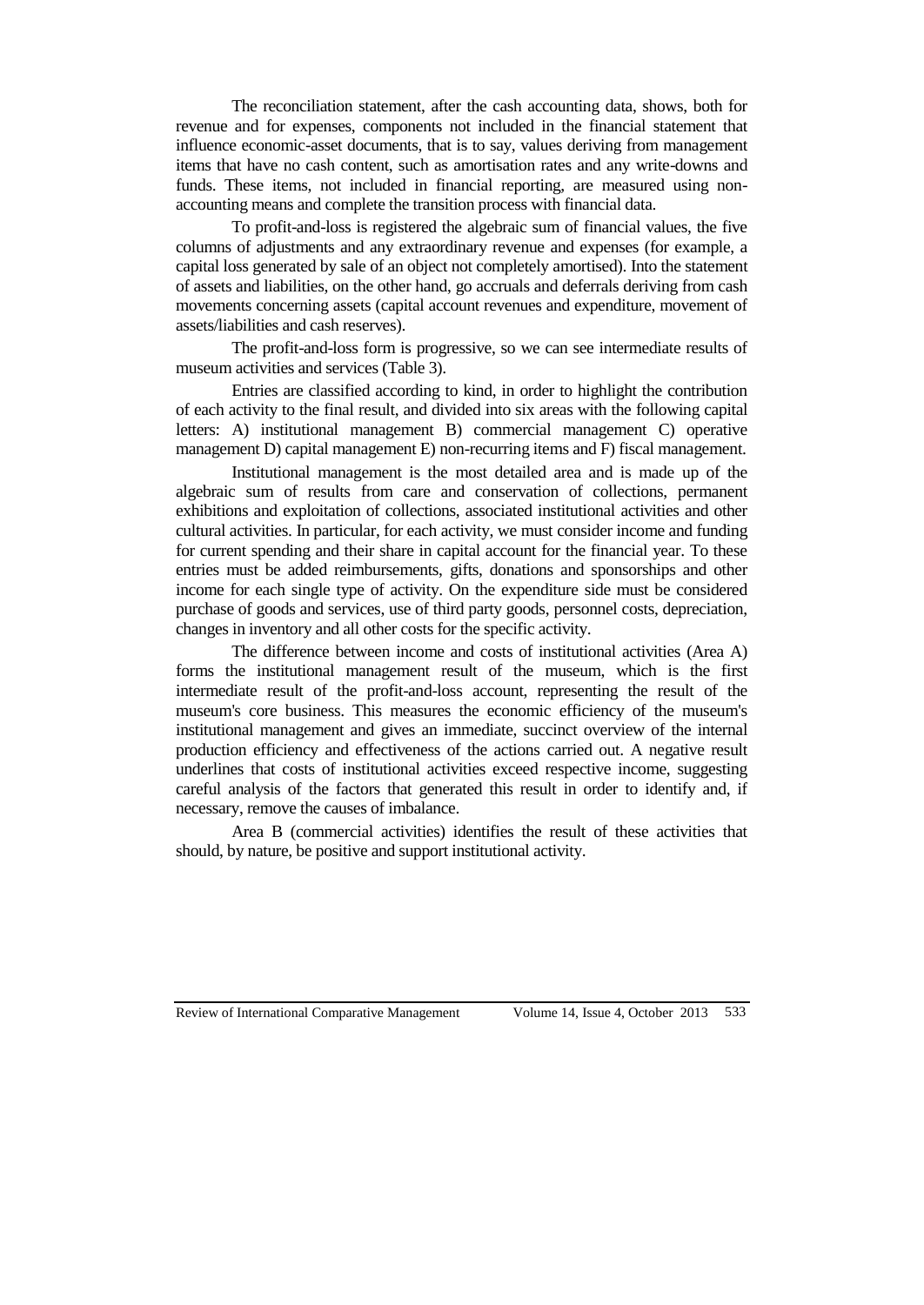The reconciliation statement, after the cash accounting data, shows, both for revenue and for expenses, components not included in the financial statement that influence economic-asset documents, that is to say, values deriving from management items that have no cash content, such as amortisation rates and any write-downs and funds. These items, not included in financial reporting, are measured using non-accounting means and complete the transition process with financial data.

To profit-and-loss is registered the algebraic sum of financial values, the five columns of adjustments and any extraordinary revenue and expenses (for example, a capital loss generated by sale of an object not completely amortised). Into the statement of assets and liabilities, on the other hand, go accruals and deferrals deriving from cash movements concerning assets (capital account revenues and expenditure, movement of assets/liabilities and cash reserves).

The profit-and-loss form is progressive, so we can see intermediate results of museum activities and services (Table 3).

Entries are classified according to kind, in order to highlight the contribution of each activity to the final result, and divided into six areas with the following capital letters: A) institutional management B) commercial management C) operative management D) capital management E) non-recurring items and F) fiscal management.

Institutional management is the most detailed area and is made up of the algebraic sum of results from care and conservation of collections, permanent exhibitions and exploitation of collections, associated institutional activities and other cultural activities. In particular, for each activity, we must consider income and funding for current spending and their share in capital account for the financial year. To these entries must be added reimbursements, gifts, donations and sponsorships and other income for each single type of activity. On the expenditure side must be considered purchase of goods and services, use of third party goods, personnel costs, depreciation, changes in inventory and all other costs for the specific activity.

The difference between income and costs of institutional activities (Area A) forms the institutional management result of the museum, which is the first intermediate result of the profit-and-loss account, representing the result of the museum's core business. This measures the economic efficiency of the museum's institutional management and gives an immediate, succinct overview of the internal production efficiency and effectiveness of the actions carried out. A negative result underlines that costs of institutional activities exceed respective income, suggesting careful analysis of the factors that generated this result in order to identify and, if necessary, remove the causes of imbalance.

Area B (commercial activities) identifies the result of these activities that should, by nature, be positive and support institutional activity.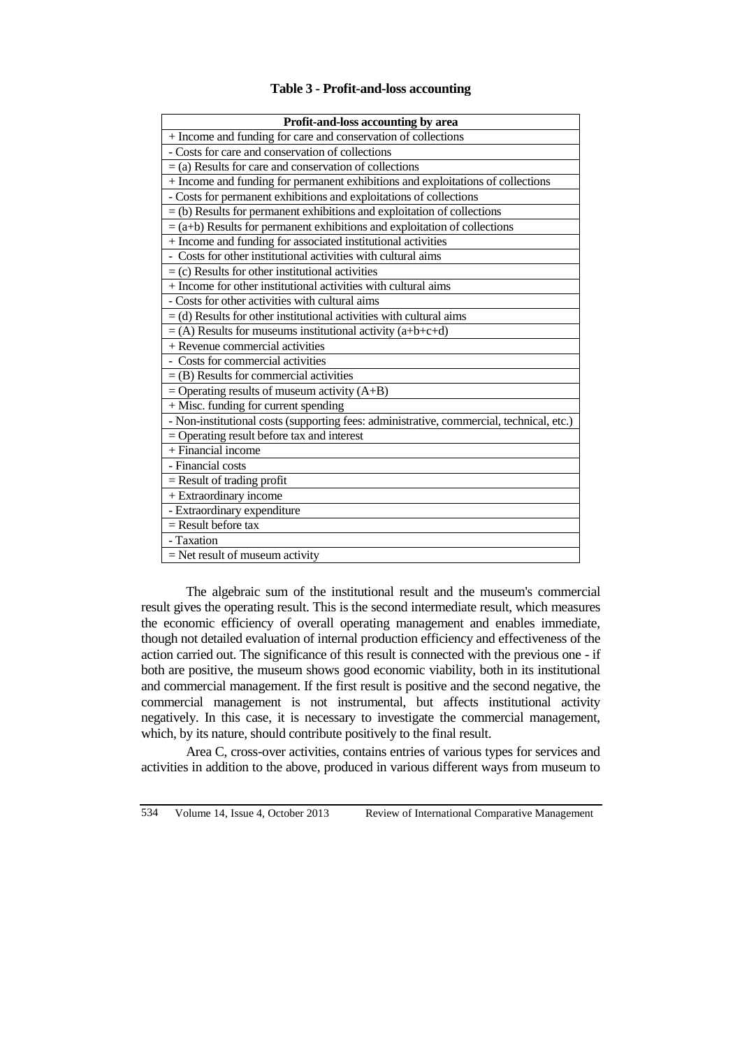**Table 3 - Profit-and-loss accounting**

| Profit-and-loss accounting by area |
|---|
| + Income and funding for care and conservation of collections |
| - Costs for care and conservation of collections |
| = (a) Results for care and conservation of collections |
| + Income and funding for permanent exhibitions and exploitations of collections |
| - Costs for permanent exhibitions and exploitations of collections |
| = (b) Results for permanent exhibitions and exploitation of collections |
| = (a+b) Results for permanent exhibitions and exploitation of collections |
| + Income and funding for associated institutional activities |
| - Costs for other institutional activities with cultural aims |
| = (c) Results for other institutional activities |
| + Income for other institutional activities with cultural aims |
| - Costs for other activities with cultural aims |
| = (d) Results for other institutional activities with cultural aims |
| = (A) Results for museums institutional activity (a+b+c+d) |
| + Revenue commercial activities |
| - Costs for commercial activities |
| = (B) Results for commercial activities |
| = Operating results of museum activity (A+B) |
| + Misc. funding for current spending |
| - Non-institutional costs (supporting fees: administrative, commercial, technical, etc.) |
| = Operating result before tax and interest |
| + Financial income |
| - Financial costs |
| = Result of trading profit |
| + Extraordinary income |
| - Extraordinary expenditure |
| = Result before tax |
| - Taxation |
| = Net result of museum activity |

The algebraic sum of the institutional result and the museum's commercial result gives the operating result. This is the second intermediate result, which measures the economic efficiency of overall operating management and enables immediate, though not detailed evaluation of internal production efficiency and effectiveness of the action carried out. The significance of this result is connected with the previous one - if both are positive, the museum shows good economic viability, both in its institutional and commercial management. If the first result is positive and the second negative, the commercial management is not instrumental, but affects institutional activity negatively. In this case, it is necessary to investigate the commercial management, which, by its nature, should contribute positively to the final result.

Area C, cross-over activities, contains entries of various types for services and activities in addition to the above, produced in various different ways from museum to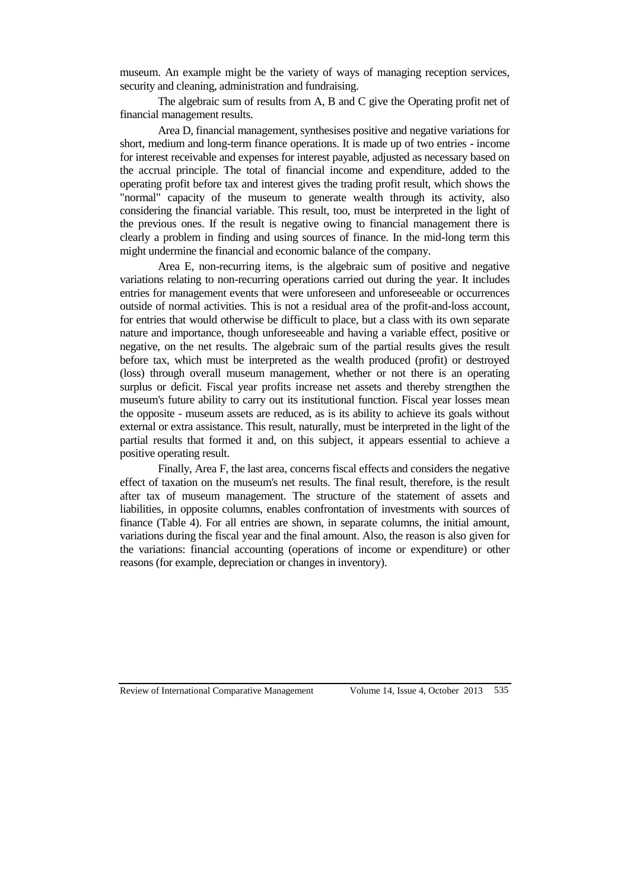museum. An example might be the variety of ways of managing reception services, security and cleaning, administration and fundraising.

The algebraic sum of results from A, B and C give the Operating profit net of financial management results.

Area D, financial management, synthesises positive and negative variations for short, medium and long-term finance operations. It is made up of two entries - income for interest receivable and expenses for interest payable, adjusted as necessary based on the accrual principle. The total of financial income and expenditure, added to the operating profit before tax and interest gives the trading profit result, which shows the "normal" capacity of the museum to generate wealth through its activity, also considering the financial variable. This result, too, must be interpreted in the light of the previous ones. If the result is negative owing to financial management there is clearly a problem in finding and using sources of finance. In the mid-long term this might undermine the financial and economic balance of the company.

Area E, non-recurring items, is the algebraic sum of positive and negative variations relating to non-recurring operations carried out during the year. It includes entries for management events that were unforeseen and unforeseeable or occurrences outside of normal activities. This is not a residual area of the profit-and-loss account, for entries that would otherwise be difficult to place, but a class with its own separate nature and importance, though unforeseeable and having a variable effect, positive or negative, on the net results. The algebraic sum of the partial results gives the result before tax, which must be interpreted as the wealth produced (profit) or destroyed (loss) through overall museum management, whether or not there is an operating surplus or deficit. Fiscal year profits increase net assets and thereby strengthen the museum's future ability to carry out its institutional function. Fiscal year losses mean the opposite - museum assets are reduced, as is its ability to achieve its goals without external or extra assistance. This result, naturally, must be interpreted in the light of the partial results that formed it and, on this subject, it appears essential to achieve a positive operating result.

Finally, Area F, the last area, concerns fiscal effects and considers the negative effect of taxation on the museum's net results. The final result, therefore, is the result after tax of museum management. The structure of the statement of assets and liabilities, in opposite columns, enables confrontation of investments with sources of finance (Table 4). For all entries are shown, in separate columns, the initial amount, variations during the fiscal year and the final amount. Also, the reason is also given for the variations: financial accounting (operations of income or expenditure) or other reasons (for example, depreciation or changes in inventory).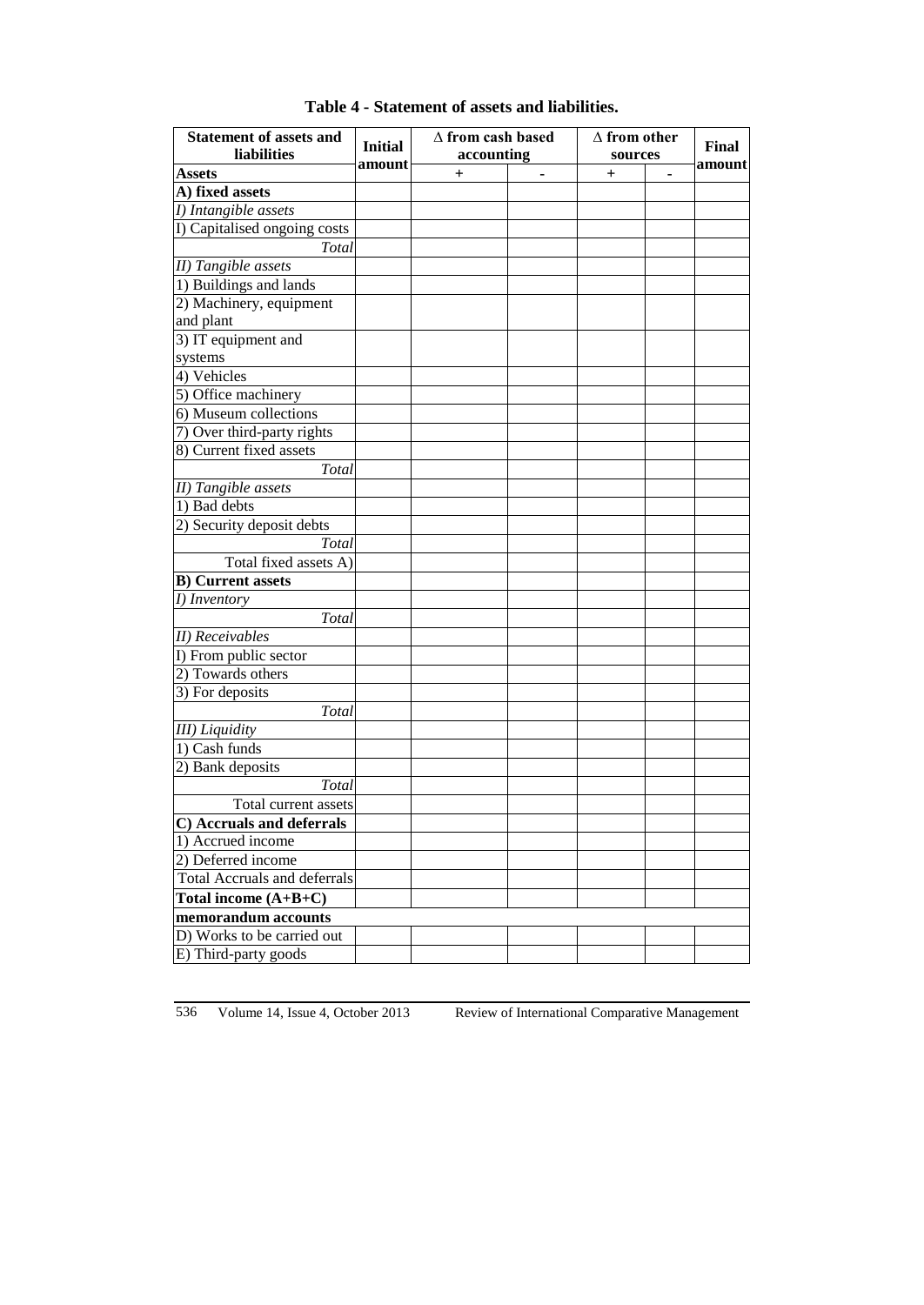**Table 4 - Statement of assets and liabilities.**

| Statement of assets and liabilities | Initial amount | ∆ from cash based accounting | | ∆ from other sources | | Final amount |
|---|---|---|---|---|---|---|
| **Assets** | | + | - | + | - | |
| **A) fixed assets** | | | | | | |
| *I) Intangible assets* | | | | | | |
| I) Capitalised ongoing costs | | | | | | |
| *Total* | | | | | | |
| *II) Tangible assets* | | | | | | |
| 1) Buildings and lands | | | | | | |
| 2) Machinery, equipment and plant | | | | | | |
| 3) IT equipment and systems | | | | | | |
| 4) Vehicles | | | | | | |
| 5) Office machinery | | | | | | |
| 6) Museum collections | | | | | | |
| 7) Over third-party rights | | | | | | |
| 8) Current fixed assets | | | | | | |
| *Total* | | | | | | |
| *II) Tangible assets* | | | | | | |
| 1) Bad debts | | | | | | |
| 2) Security deposit debts | | | | | | |
| *Total* | | | | | | |
| Total fixed assets A) | | | | | | |
| **B) Current assets** | | | | | | |
| *I) Inventory* | | | | | | |
| *Total* | | | | | | |
| *II) Receivables* | | | | | | |
| I) From public sector | | | | | | |
| 2) Towards others | | | | | | |
| 3) For deposits | | | | | | |
| *Total* | | | | | | |
| *III) Liquidity* | | | | | | |
| 1) Cash funds | | | | | | |
| 2) Bank deposits | | | | | | |
| *Total* | | | | | | |
| Total current assets | | | | | | |
| **C) Accruals and deferrals** | | | | | | |
| 1) Accrued income | | | | | | |
| 2) Deferred income | | | | | | |
| Total Accruals and deferrals | | | | | | |
| **Total income (A+B+C)** | | | | | | |
| **memorandum accounts** | | | | | | |
| D) Works to be carried out | | | | | | |
| E) Third-party goods | | | | | | |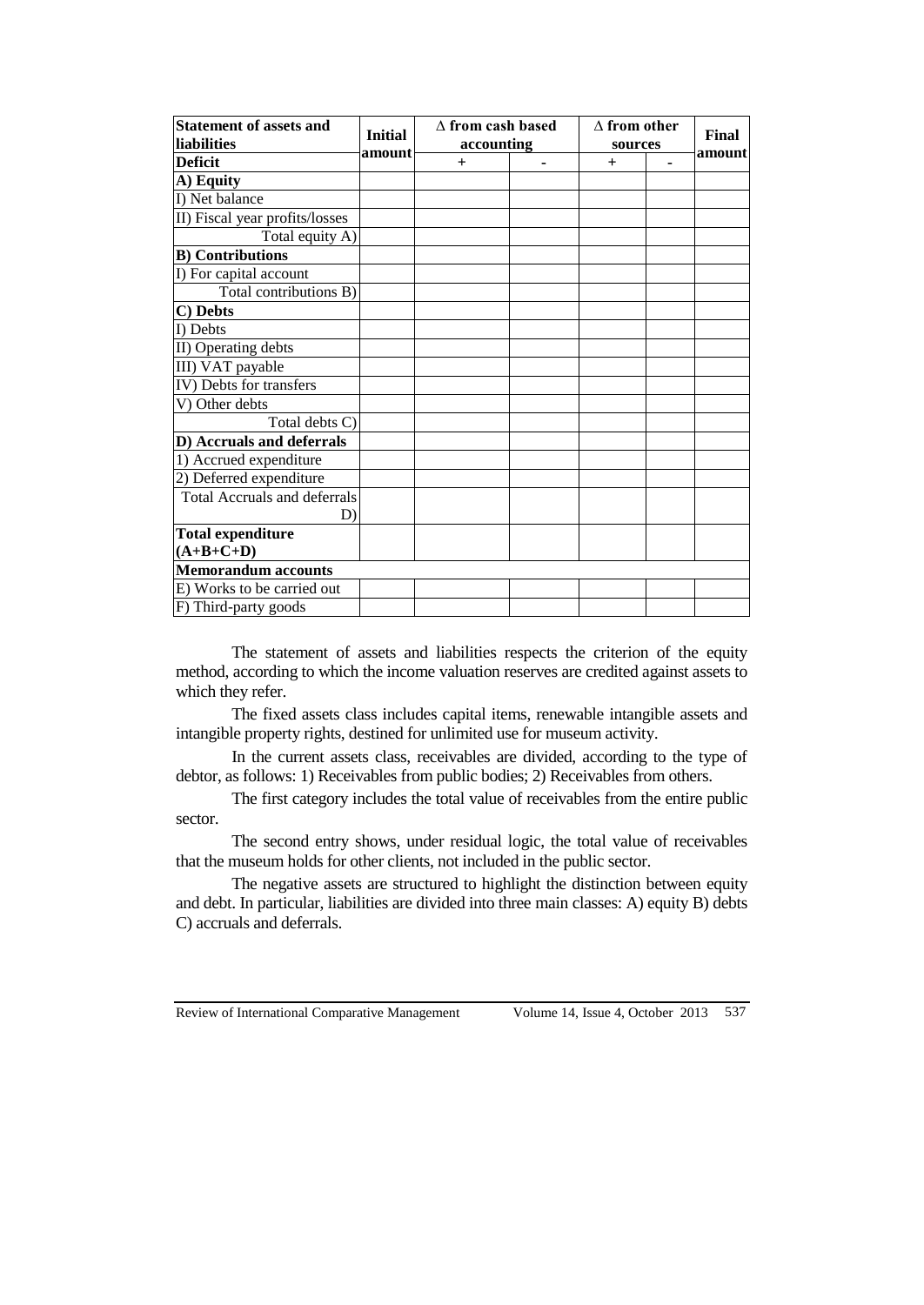| Statement of assets and liabilities | Initial amount | Δ from cash based accounting | | Δ from other sources | | Final amount |
|---|---|---|---|---|---|---|
| **Deficit** | | + | - | + | - | |
| **A) Equity** | | | | | | |
| I) Net balance | | | | | | |
| II) Fiscal year profits/losses | | | | | | |
| Total equity A) | | | | | | |
| **B) Contributions** | | | | | | |
| I) For capital account | | | | | | |
| Total contributions B) | | | | | | |
| **C) Debts** | | | | | | |
| I) Debts | | | | | | |
| II) Operating debts | | | | | | |
| III) VAT payable | | | | | | |
| IV) Debts for transfers | | | | | | |
| V) Other debts | | | | | | |
| Total debts C) | | | | | | |
| **D) Accruals and deferrals** | | | | | | |
| 1) Accrued expenditure | | | | | | |
| 2) Deferred expenditure | | | | | | |
| Total Accruals and deferrals D) | | | | | | |
| **Total expenditure (A+B+C+D)** | | | | | | |
| **Memorandum accounts** | | | | | | |
| E) Works to be carried out | | | | | | |
| F) Third-party goods | | | | | | |

The statement of assets and liabilities respects the criterion of the equity method, according to which the income valuation reserves are credited against assets to which they refer.

The fixed assets class includes capital items, renewable intangible assets and intangible property rights, destined for unlimited use for museum activity.

In the current assets class, receivables are divided, according to the type of debtor, as follows: 1) Receivables from public bodies; 2) Receivables from others.

The first category includes the total value of receivables from the entire public sector.

The second entry shows, under residual logic, the total value of receivables that the museum holds for other clients, not included in the public sector.

The negative assets are structured to highlight the distinction between equity and debt. In particular, liabilities are divided into three main classes: A) equity B) debts C) accruals and deferrals.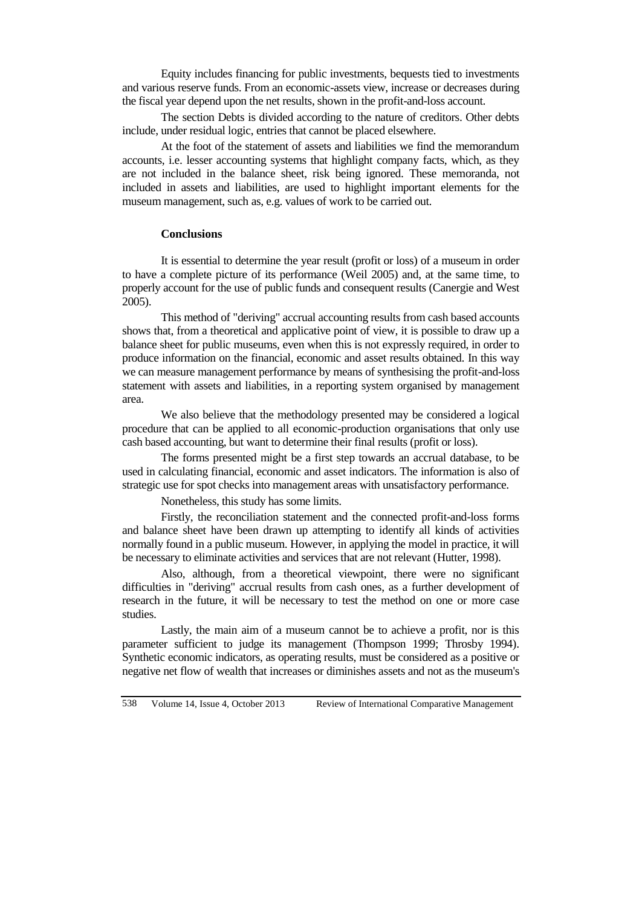Equity includes financing for public investments, bequests tied to investments and various reserve funds. From an economic-assets view, increase or decreases during the fiscal year depend upon the net results, shown in the profit-and-loss account.

The section Debts is divided according to the nature of creditors. Other debts include, under residual logic, entries that cannot be placed elsewhere.

At the foot of the statement of assets and liabilities we find the memorandum accounts, i.e. lesser accounting systems that highlight company facts, which, as they are not included in the balance sheet, risk being ignored. These memoranda, not included in assets and liabilities, are used to highlight important elements for the museum management, such as, e.g. values of work to be carried out.

## Conclusions

It is essential to determine the year result (profit or loss) of a museum in order to have a complete picture of its performance (Weil 2005) and, at the same time, to properly account for the use of public funds and consequent results (Canergie and West 2005).

This method of "deriving" accrual accounting results from cash based accounts shows that, from a theoretical and applicative point of view, it is possible to draw up a balance sheet for public museums, even when this is not expressly required, in order to produce information on the financial, economic and asset results obtained. In this way we can measure management performance by means of synthesising the profit-and-loss statement with assets and liabilities, in a reporting system organised by management area.

We also believe that the methodology presented may be considered a logical procedure that can be applied to all economic-production organisations that only use cash based accounting, but want to determine their final results (profit or loss).

The forms presented might be a first step towards an accrual database, to be used in calculating financial, economic and asset indicators. The information is also of strategic use for spot checks into management areas with unsatisfactory performance.

Nonetheless, this study has some limits.

Firstly, the reconciliation statement and the connected profit-and-loss forms and balance sheet have been drawn up attempting to identify all kinds of activities normally found in a public museum. However, in applying the model in practice, it will be necessary to eliminate activities and services that are not relevant (Hutter, 1998).

Also, although, from a theoretical viewpoint, there were no significant difficulties in "deriving" accrual results from cash ones, as a further development of research in the future, it will be necessary to test the method on one or more case studies.

Lastly, the main aim of a museum cannot be to achieve a profit, nor is this parameter sufficient to judge its management (Thompson 1999; Throsby 1994). Synthetic economic indicators, as operating results, must be considered as a positive or negative net flow of wealth that increases or diminishes assets and not as the museum's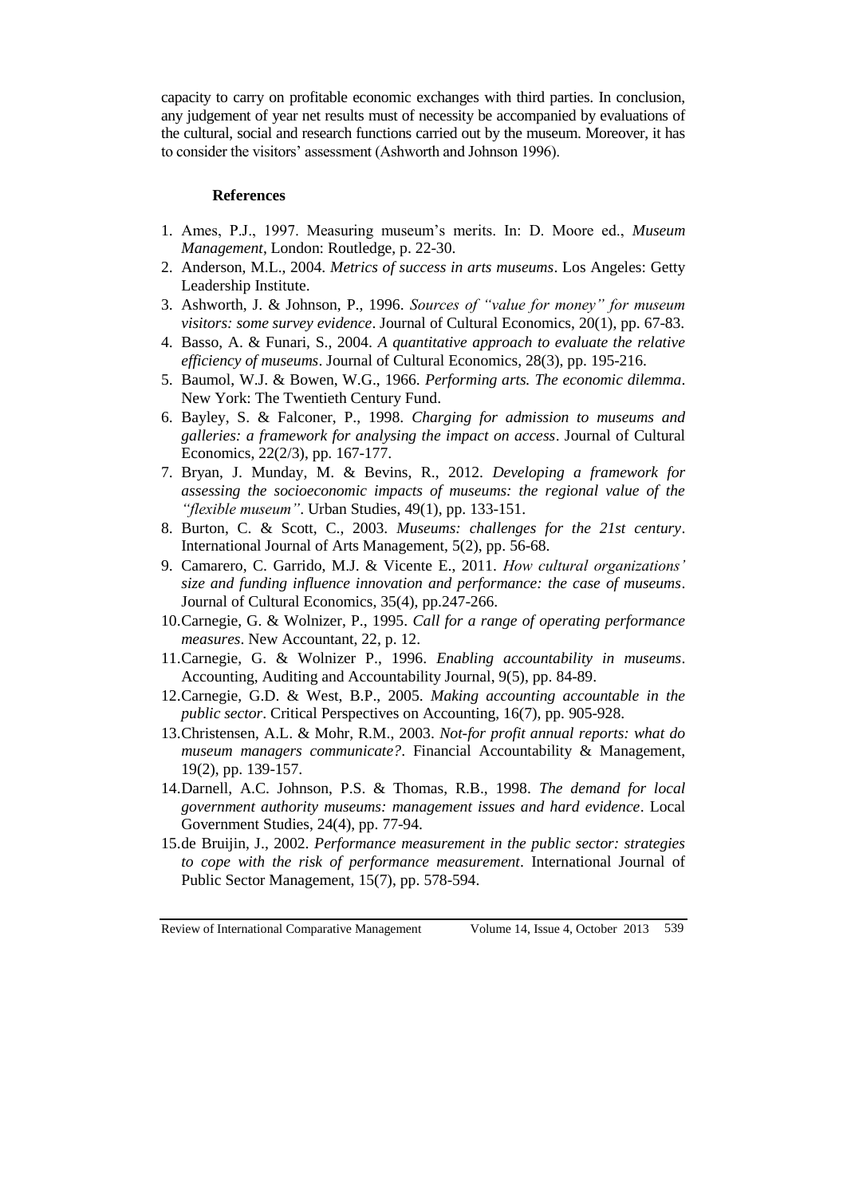capacity to carry on profitable economic exchanges with third parties. In conclusion, any judgement of year net results must of necessity be accompanied by evaluations of the cultural, social and research functions carried out by the museum. Moreover, it has to consider the visitors' assessment (Ashworth and Johnson 1996).

### References

1. Ames, P.J., 1997. Measuring museum's merits. In: D. Moore ed., *Museum Management*, London: Routledge, p. 22-30.
2. Anderson, M.L., 2004. *Metrics of success in arts museums*. Los Angeles: Getty Leadership Institute.
3. Ashworth, J. & Johnson, P., 1996. *Sources of "value for money" for museum visitors: some survey evidence*. Journal of Cultural Economics, 20(1), pp. 67-83.
4. Basso, A. & Funari, S., 2004. *A quantitative approach to evaluate the relative efficiency of museums*. Journal of Cultural Economics, 28(3), pp. 195-216.
5. Baumol, W.J. & Bowen, W.G., 1966. *Performing arts. The economic dilemma*. New York: The Twentieth Century Fund.
6. Bayley, S. & Falconer, P., 1998. *Charging for admission to museums and galleries: a framework for analysing the impact on access*. Journal of Cultural Economics, 22(2/3), pp. 167-177.
7. Bryan, J. Munday, M. & Bevins, R., 2012. *Developing a framework for assessing the socioeconomic impacts of museums: the regional value of the "flexible museum"*. Urban Studies, 49(1), pp. 133-151.
8. Burton, C. & Scott, C., 2003. *Museums: challenges for the 21st century*. International Journal of Arts Management, 5(2), pp. 56-68.
9. Camarero, C. Garrido, M.J. & Vicente E., 2011. *How cultural organizations' size and funding influence innovation and performance: the case of museums*. Journal of Cultural Economics, 35(4), pp.247-266.
10. Carnegie, G. & Wolnizer, P., 1995. *Call for a range of operating performance measures*. New Accountant, 22, p. 12.
11. Carnegie, G. & Wolnizer P., 1996. *Enabling accountability in museums*. Accounting, Auditing and Accountability Journal, 9(5), pp. 84-89.
12. Carnegie, G.D. & West, B.P., 2005. *Making accounting accountable in the public sector*. Critical Perspectives on Accounting, 16(7), pp. 905-928.
13. Christensen, A.L. & Mohr, R.M., 2003. *Not-for profit annual reports: what do museum managers communicate?*. Financial Accountability & Management, 19(2), pp. 139-157.
14. Darnell, A.C. Johnson, P.S. & Thomas, R.B., 1998. *The demand for local government authority museums: management issues and hard evidence*. Local Government Studies, 24(4), pp. 77-94.
15. de Bruijin, J., 2002. *Performance measurement in the public sector: strategies to cope with the risk of performance measurement*. International Journal of Public Sector Management, 15(7), pp. 578-594.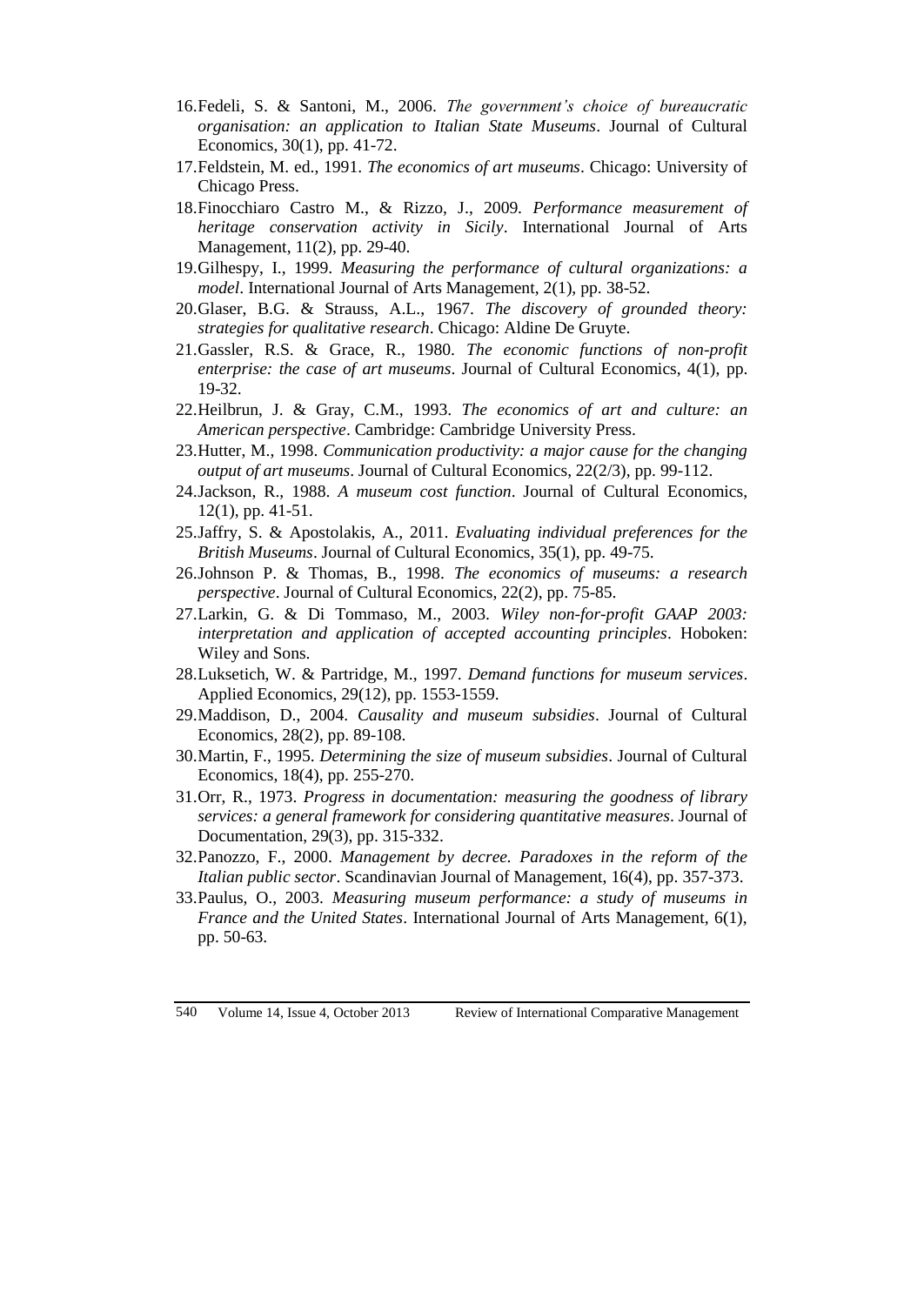16. Fedeli, S. & Santoni, M., 2006. *The government's choice of bureaucratic organisation: an application to Italian State Museums*. Journal of Cultural Economics, 30(1), pp. 41-72.
17. Feldstein, M. ed., 1991. *The economics of art museums*. Chicago: University of Chicago Press.
18. Finocchiaro Castro M., & Rizzo, J., 2009. *Performance measurement of heritage conservation activity in Sicily*. International Journal of Arts Management, 11(2), pp. 29-40.
19. Gilhespy, I., 1999. *Measuring the performance of cultural organizations: a model*. International Journal of Arts Management, 2(1), pp. 38-52.
20. Glaser, B.G. & Strauss, A.L., 1967. *The discovery of grounded theory: strategies for qualitative research*. Chicago: Aldine De Gruyte.
21. Gassler, R.S. & Grace, R., 1980. *The economic functions of non-profit enterprise: the case of art museums*. Journal of Cultural Economics, 4(1), pp. 19-32.
22. Heilbrun, J. & Gray, C.M., 1993. *The economics of art and culture: an American perspective*. Cambridge: Cambridge University Press.
23. Hutter, M., 1998. *Communication productivity: a major cause for the changing output of art museums*. Journal of Cultural Economics, 22(2/3), pp. 99-112.
24. Jackson, R., 1988. *A museum cost function*. Journal of Cultural Economics, 12(1), pp. 41-51.
25. Jaffry, S. & Apostolakis, A., 2011. *Evaluating individual preferences for the British Museums*. Journal of Cultural Economics, 35(1), pp. 49-75.
26. Johnson P. & Thomas, B., 1998. *The economics of museums: a research perspective*. Journal of Cultural Economics, 22(2), pp. 75-85.
27. Larkin, G. & Di Tommaso, M., 2003. *Wiley non-for-profit GAAP 2003: interpretation and application of accepted accounting principles*. Hoboken: Wiley and Sons.
28. Luksetich, W. & Partridge, M., 1997. *Demand functions for museum services*. Applied Economics, 29(12), pp. 1553-1559.
29. Maddison, D., 2004. *Causality and museum subsidies*. Journal of Cultural Economics, 28(2), pp. 89-108.
30. Martin, F., 1995. *Determining the size of museum subsidies*. Journal of Cultural Economics, 18(4), pp. 255-270.
31. Orr, R., 1973. *Progress in documentation: measuring the goodness of library services: a general framework for considering quantitative measures*. Journal of Documentation, 29(3), pp. 315-332.
32. Panozzo, F., 2000. *Management by decree. Paradoxes in the reform of the Italian public sector*. Scandinavian Journal of Management, 16(4), pp. 357-373.
33. Paulus, O., 2003. *Measuring museum performance: a study of museums in France and the United States*. International Journal of Arts Management, 6(1), pp. 50-63.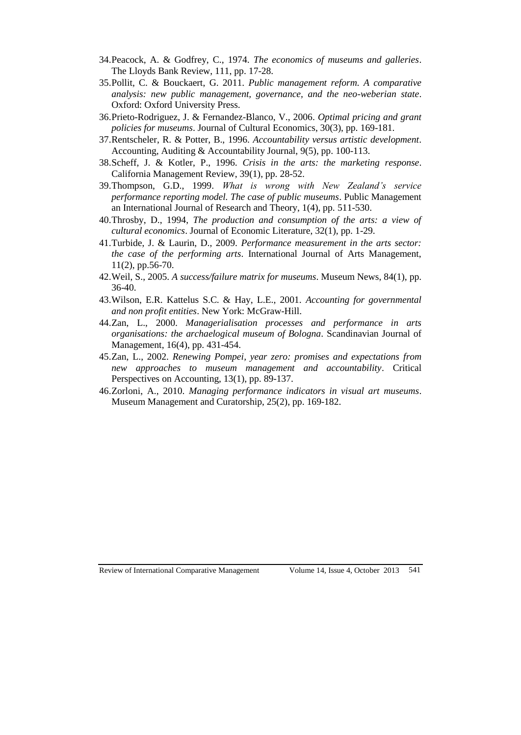34. Peacock, A. & Godfrey, C., 1974. *The economics of museums and galleries*. The Lloyds Bank Review, 111, pp. 17-28.
35. Pollit, C. & Bouckaert, G. 2011. *Public management reform. A comparative analysis: new public management, governance, and the neo-weberian state*. Oxford: Oxford University Press.
36. Prieto-Rodriguez, J. & Fernandez-Blanco, V., 2006. *Optimal pricing and grant policies for museums*. Journal of Cultural Economics, 30(3), pp. 169-181.
37. Rentscheler, R. & Potter, B., 1996. *Accountability versus artistic development*. Accounting, Auditing & Accountability Journal, 9(5), pp. 100-113.
38. Scheff, J. & Kotler, P., 1996. *Crisis in the arts: the marketing response*. California Management Review, 39(1), pp. 28-52.
39. Thompson, G.D., 1999. *What is wrong with New Zealand's service performance reporting model. The case of public museums*. Public Management an International Journal of Research and Theory, 1(4), pp. 511-530.
40. Throsby, D., 1994, *The production and consumption of the arts: a view of cultural economics*. Journal of Economic Literature, 32(1), pp. 1-29.
41. Turbide, J. & Laurin, D., 2009. *Performance measurement in the arts sector: the case of the performing arts*. International Journal of Arts Management, 11(2), pp.56-70.
42. Weil, S., 2005. *A success/failure matrix for museums*. Museum News, 84(1), pp. 36-40.
43. Wilson, E.R. Kattelus S.C. & Hay, L.E., 2001. *Accounting for governmental and non profit entities*. New York: McGraw-Hill.
44. Zan, L., 2000. *Managerialisation processes and performance in arts organisations: the archaelogical museum of Bologna*. Scandinavian Journal of Management, 16(4), pp. 431-454.
45. Zan, L., 2002. *Renewing Pompei, year zero: promises and expectations from new approaches to museum management and accountability*. Critical Perspectives on Accounting, 13(1), pp. 89-137.
46. Zorloni, A., 2010. *Managing performance indicators in visual art museums*. Museum Management and Curatorship, 25(2), pp. 169-182.